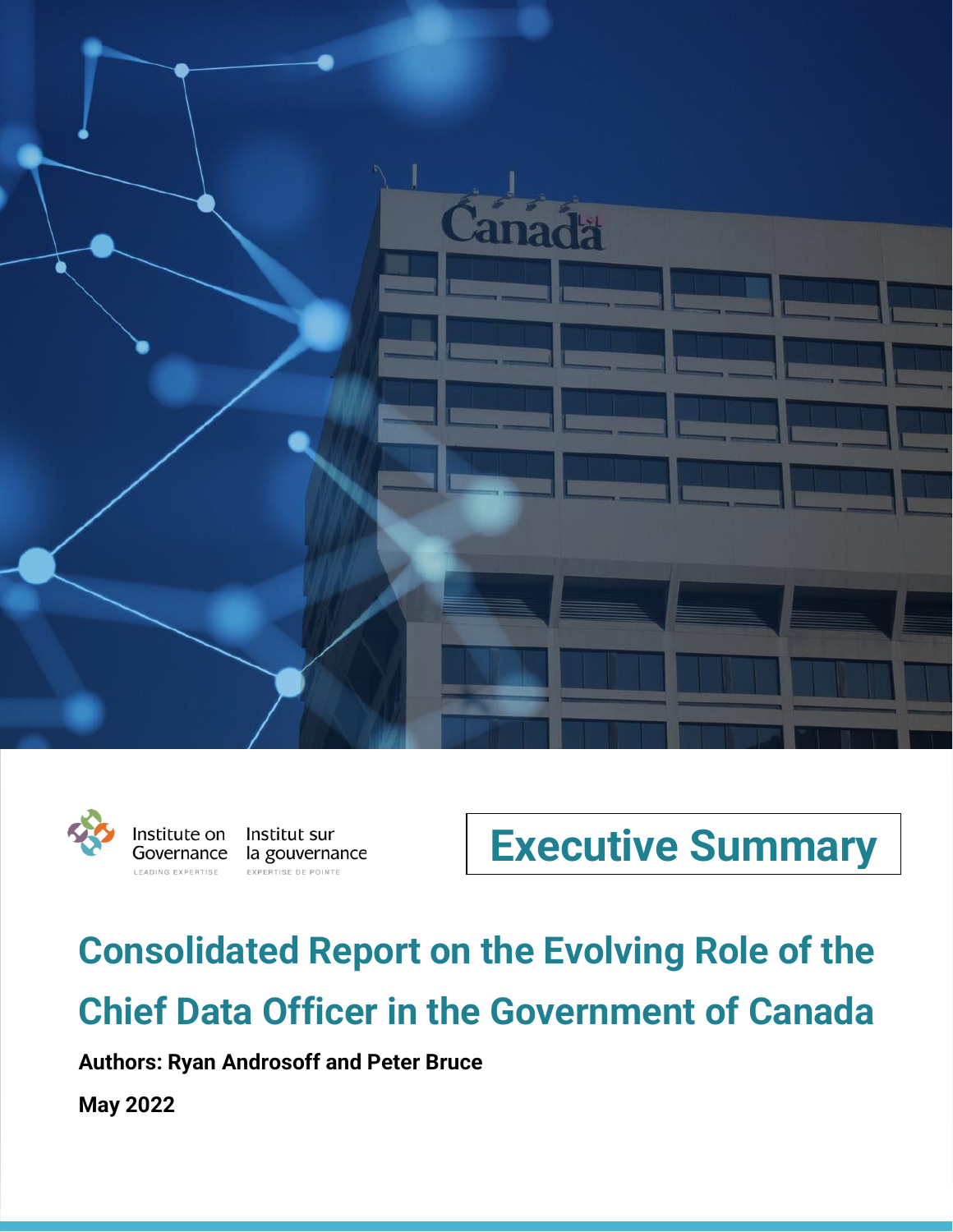Institute on Governance
LEADING EXPERTISE

Institut sur la gouvernance
EXPERTISE DE POINTE

# Executive Summary

# Consolidated Report on the Evolving Role of the Chief Data Officer in the Government of Canada

**Authors: Ryan Androsoff and Peter Bruce**

**May 2022**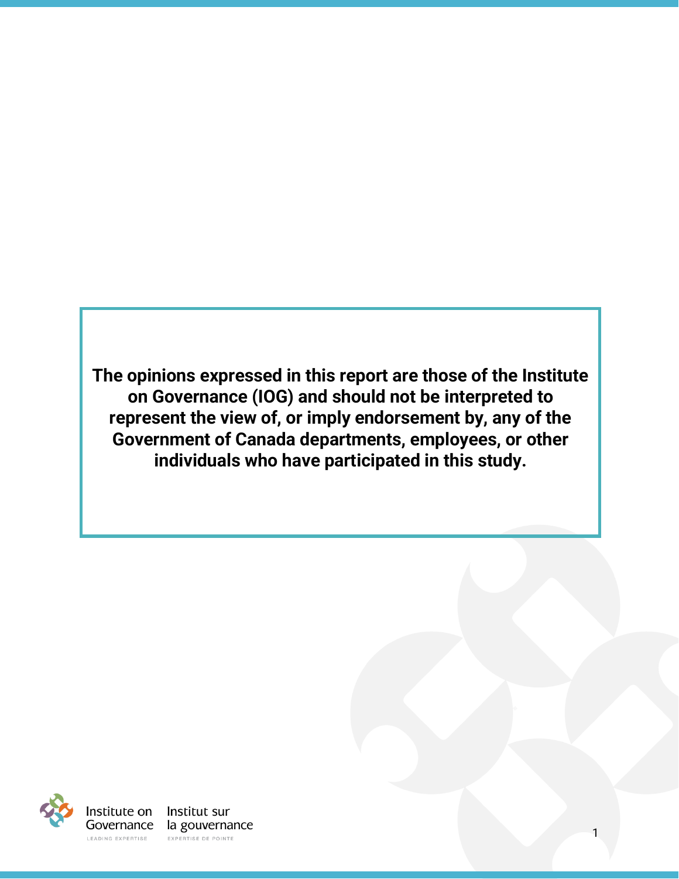**The opinions expressed in this report are those of the Institute on Governance (IOG) and should not be interpreted to represent the view of, or imply endorsement by, any of the Government of Canada departments, employees, or other individuals who have participated in this study.**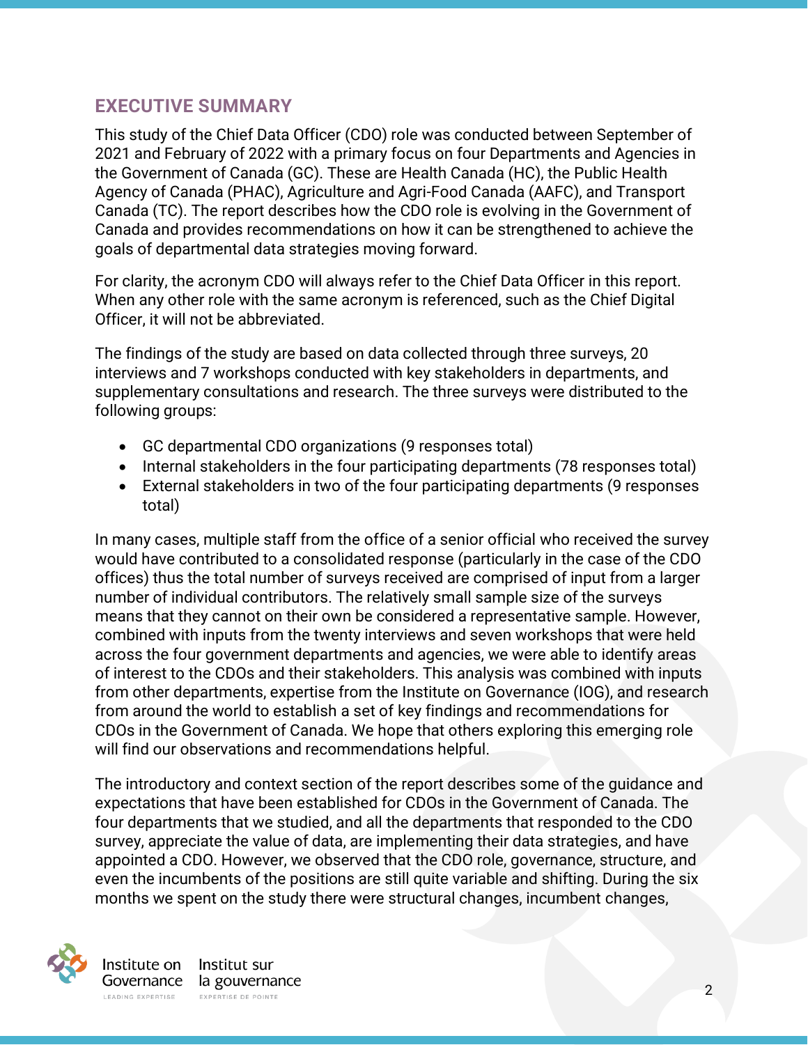## EXECUTIVE SUMMARY

This study of the Chief Data Officer (CDO) role was conducted between September of 2021 and February of 2022 with a primary focus on four Departments and Agencies in the Government of Canada (GC). These are Health Canada (HC), the Public Health Agency of Canada (PHAC), Agriculture and Agri-Food Canada (AAFC), and Transport Canada (TC). The report describes how the CDO role is evolving in the Government of Canada and provides recommendations on how it can be strengthened to achieve the goals of departmental data strategies moving forward.

For clarity, the acronym CDO will always refer to the Chief Data Officer in this report. When any other role with the same acronym is referenced, such as the Chief Digital Officer, it will not be abbreviated.

The findings of the study are based on data collected through three surveys, 20 interviews and 7 workshops conducted with key stakeholders in departments, and supplementary consultations and research. The three surveys were distributed to the following groups:

- GC departmental CDO organizations (9 responses total)
- Internal stakeholders in the four participating departments (78 responses total)
- External stakeholders in two of the four participating departments (9 responses total)

In many cases, multiple staff from the office of a senior official who received the survey would have contributed to a consolidated response (particularly in the case of the CDO offices) thus the total number of surveys received are comprised of input from a larger number of individual contributors. The relatively small sample size of the surveys means that they cannot on their own be considered a representative sample. However, combined with inputs from the twenty interviews and seven workshops that were held across the four government departments and agencies, we were able to identify areas of interest to the CDOs and their stakeholders. This analysis was combined with inputs from other departments, expertise from the Institute on Governance (IOG), and research from around the world to establish a set of key findings and recommendations for CDOs in the Government of Canada. We hope that others exploring this emerging role will find our observations and recommendations helpful.

The introductory and context section of the report describes some of the guidance and expectations that have been established for CDOs in the Government of Canada. The four departments that we studied, and all the departments that responded to the CDO survey, appreciate the value of data, are implementing their data strategies, and have appointed a CDO. However, we observed that the CDO role, governance, structure, and even the incumbents of the positions are still quite variable and shifting. During the six months we spent on the study there were structural changes, incumbent changes,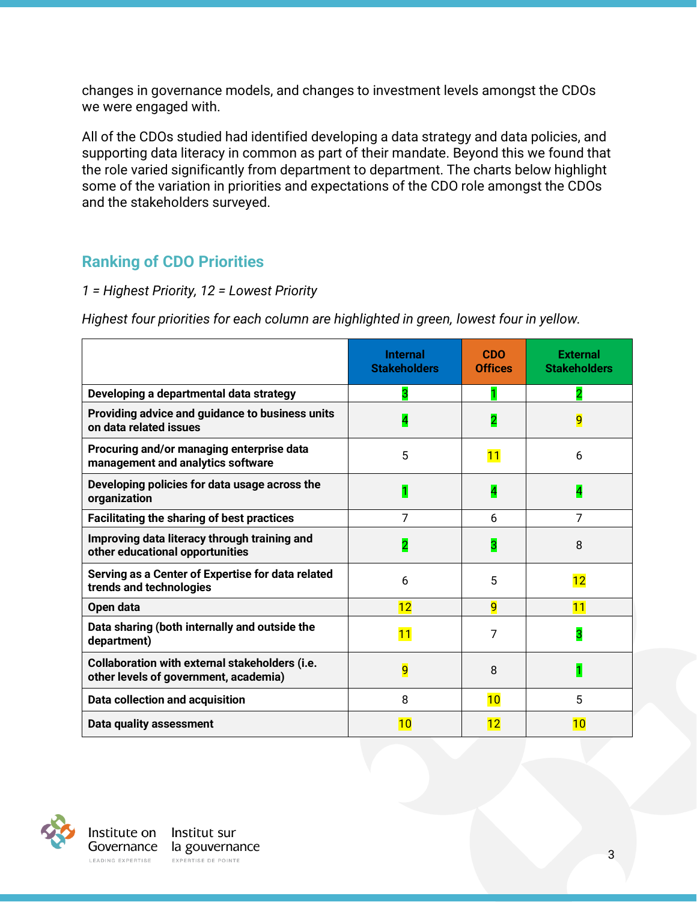changes in governance models, and changes to investment levels amongst the CDOs we were engaged with.

All of the CDOs studied had identified developing a data strategy and data policies, and supporting data literacy in common as part of their mandate. Beyond this we found that the role varied significantly from department to department. The charts below highlight some of the variation in priorities and expectations of the CDO role amongst the CDOs and the stakeholders surveyed.

## Ranking of CDO Priorities

*1 = Highest Priority, 12 = Lowest Priority*

*Highest four priorities for each column are highlighted in green, lowest four in yellow.*

| | Internal Stakeholders | CDO Offices | External Stakeholders |
|---|---|---|---|
| **Developing a departmental data strategy** | 3 | 1 | 2 |
| **Providing advice and guidance to business units on data related issues** | 4 | 2 | 9 |
| **Procuring and/or managing enterprise data management and analytics software** | 5 | 11 | 6 |
| **Developing policies for data usage across the organization** | 1 | 4 | 4 |
| **Facilitating the sharing of best practices** | 7 | 6 | 7 |
| **Improving data literacy through training and other educational opportunities** | 2 | 3 | 8 |
| **Serving as a Center of Expertise for data related trends and technologies** | 6 | 5 | 12 |
| **Open data** | 12 | 9 | 11 |
| **Data sharing (both internally and outside the department)** | 11 | 7 | 3 |
| **Collaboration with external stakeholders (i.e. other levels of government, academia)** | 9 | 8 | 1 |
| **Data collection and acquisition** | 8 | 10 | 5 |
| **Data quality assessment** | 10 | 12 | 10 |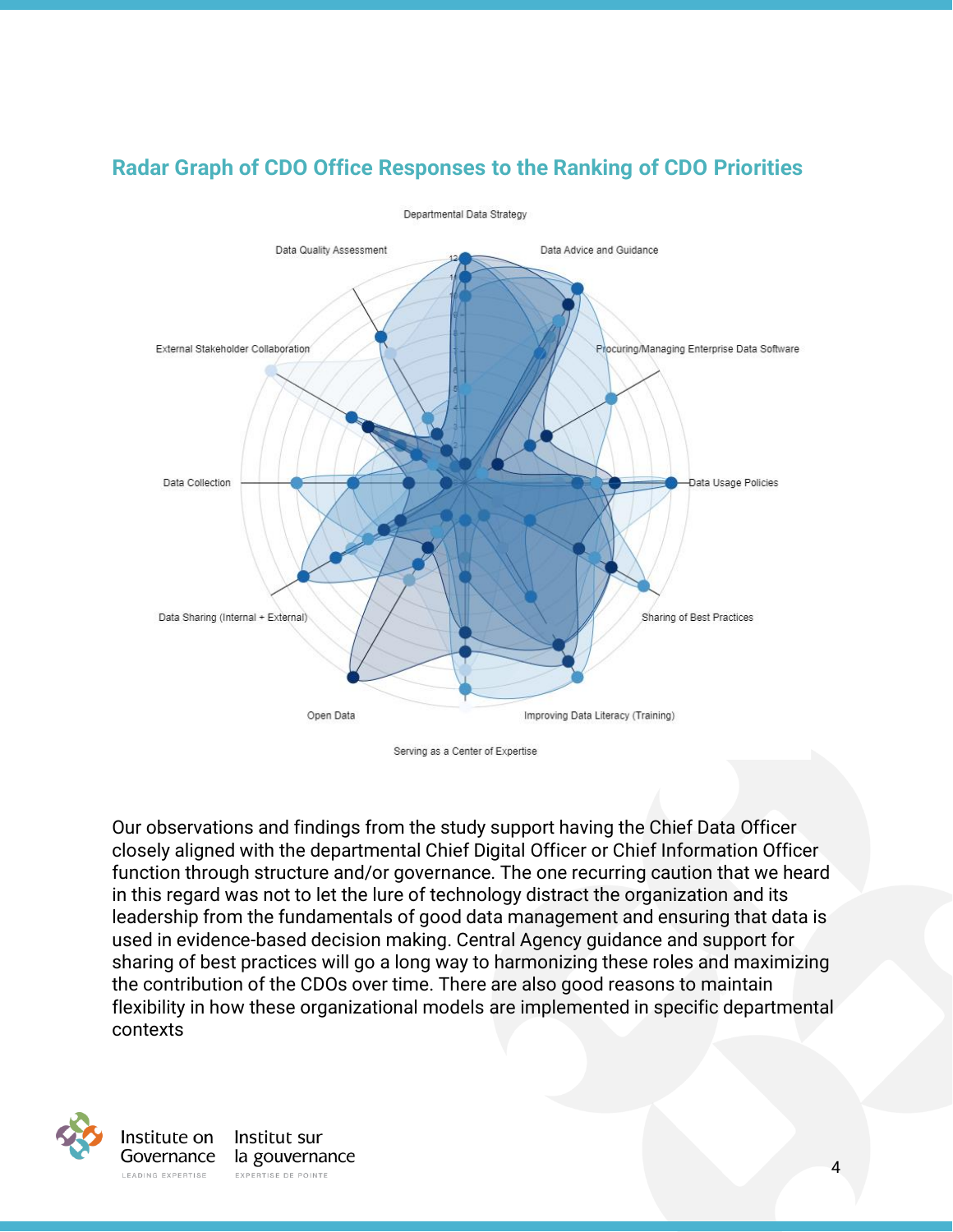## Radar Graph of CDO Office Responses to the Ranking of CDO Priorities

Departmental Data Strategy

Data Advice and Guidance

Procuring/Managing Enterprise Data Software

Data Usage Policies

Sharing of Best Practices

Improving Data Literacy (Training)

Serving as a Center of Expertise

Open Data

Data Sharing (Internal + External)

Data Collection

External Stakeholder Collaboration

Data Quality Assessment

Our observations and findings from the study support having the Chief Data Officer closely aligned with the departmental Chief Digital Officer or Chief Information Officer function through structure and/or governance. The one recurring caution that we heard in this regard was not to let the lure of technology distract the organization and its leadership from the fundamentals of good data management and ensuring that data is used in evidence-based decision making. Central Agency guidance and support for sharing of best practices will go a long way to harmonizing these roles and maximizing the contribution of the CDOs over time. There are also good reasons to maintain flexibility in how these organizational models are implemented in specific departmental contexts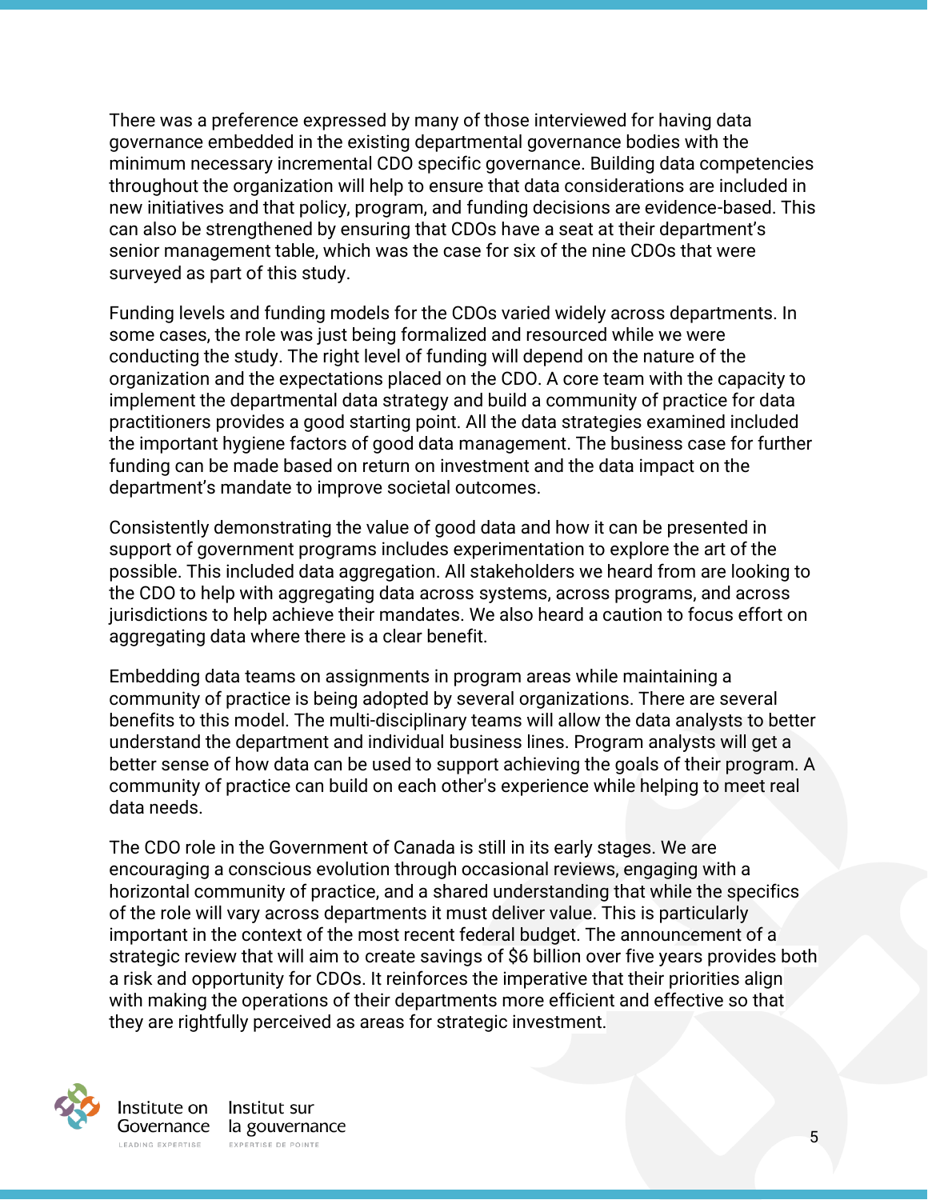There was a preference expressed by many of those interviewed for having data governance embedded in the existing departmental governance bodies with the minimum necessary incremental CDO specific governance. Building data competencies throughout the organization will help to ensure that data considerations are included in new initiatives and that policy, program, and funding decisions are evidence-based. This can also be strengthened by ensuring that CDOs have a seat at their department's senior management table, which was the case for six of the nine CDOs that were surveyed as part of this study.

Funding levels and funding models for the CDOs varied widely across departments. In some cases, the role was just being formalized and resourced while we were conducting the study. The right level of funding will depend on the nature of the organization and the expectations placed on the CDO. A core team with the capacity to implement the departmental data strategy and build a community of practice for data practitioners provides a good starting point. All the data strategies examined included the important hygiene factors of good data management. The business case for further funding can be made based on return on investment and the data impact on the department's mandate to improve societal outcomes.

Consistently demonstrating the value of good data and how it can be presented in support of government programs includes experimentation to explore the art of the possible. This included data aggregation. All stakeholders we heard from are looking to the CDO to help with aggregating data across systems, across programs, and across jurisdictions to help achieve their mandates. We also heard a caution to focus effort on aggregating data where there is a clear benefit.

Embedding data teams on assignments in program areas while maintaining a community of practice is being adopted by several organizations. There are several benefits to this model. The multi-disciplinary teams will allow the data analysts to better understand the department and individual business lines. Program analysts will get a better sense of how data can be used to support achieving the goals of their program. A community of practice can build on each other's experience while helping to meet real data needs.

The CDO role in the Government of Canada is still in its early stages. We are encouraging a conscious evolution through occasional reviews, engaging with a horizontal community of practice, and a shared understanding that while the specifics of the role will vary across departments it must deliver value. This is particularly important in the context of the most recent federal budget. The announcement of a strategic review that will aim to create savings of $6 billion over five years provides both a risk and opportunity for CDOs. It reinforces the imperative that their priorities align with making the operations of their departments more efficient and effective so that they are rightfully perceived as areas for strategic investment.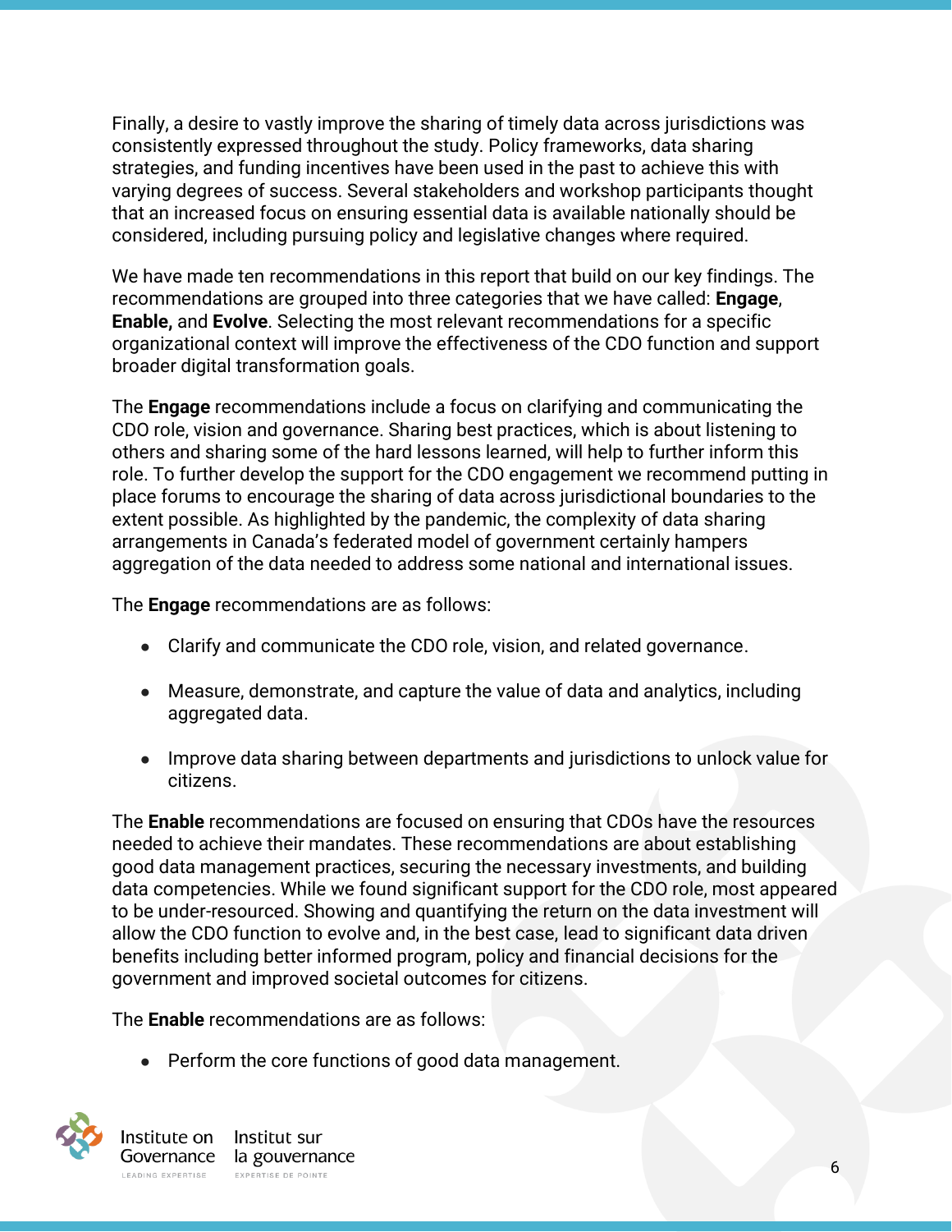Finally, a desire to vastly improve the sharing of timely data across jurisdictions was consistently expressed throughout the study. Policy frameworks, data sharing strategies, and funding incentives have been used in the past to achieve this with varying degrees of success. Several stakeholders and workshop participants thought that an increased focus on ensuring essential data is available nationally should be considered, including pursuing policy and legislative changes where required.

We have made ten recommendations in this report that build on our key findings. The recommendations are grouped into three categories that we have called: **Engage**, **Enable,** and **Evolve**. Selecting the most relevant recommendations for a specific organizational context will improve the effectiveness of the CDO function and support broader digital transformation goals.

The **Engage** recommendations include a focus on clarifying and communicating the CDO role, vision and governance. Sharing best practices, which is about listening to others and sharing some of the hard lessons learned, will help to further inform this role. To further develop the support for the CDO engagement we recommend putting in place forums to encourage the sharing of data across jurisdictional boundaries to the extent possible. As highlighted by the pandemic, the complexity of data sharing arrangements in Canada's federated model of government certainly hampers aggregation of the data needed to address some national and international issues.

The **Engage** recommendations are as follows:

- Clarify and communicate the CDO role, vision, and related governance.
- Measure, demonstrate, and capture the value of data and analytics, including aggregated data.
- Improve data sharing between departments and jurisdictions to unlock value for citizens.

The **Enable** recommendations are focused on ensuring that CDOs have the resources needed to achieve their mandates. These recommendations are about establishing good data management practices, securing the necessary investments, and building data competencies. While we found significant support for the CDO role, most appeared to be under-resourced. Showing and quantifying the return on the data investment will allow the CDO function to evolve and, in the best case, lead to significant data driven benefits including better informed program, policy and financial decisions for the government and improved societal outcomes for citizens.

The **Enable** recommendations are as follows:

- Perform the core functions of good data management.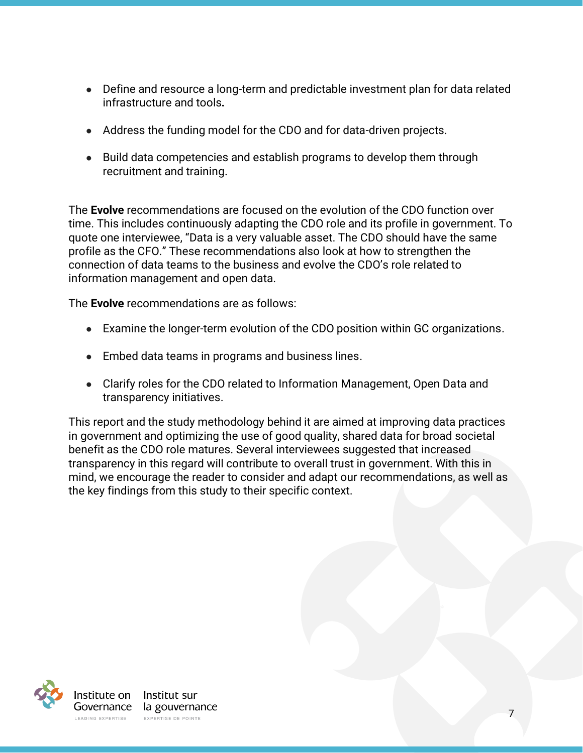- Define and resource a long-term and predictable investment plan for data related infrastructure and tools.
- Address the funding model for the CDO and for data-driven projects.
- Build data competencies and establish programs to develop them through recruitment and training.

The **Evolve** recommendations are focused on the evolution of the CDO function over time. This includes continuously adapting the CDO role and its profile in government. To quote one interviewee, "Data is a very valuable asset. The CDO should have the same profile as the CFO." These recommendations also look at how to strengthen the connection of data teams to the business and evolve the CDO's role related to information management and open data.

The **Evolve** recommendations are as follows:

- Examine the longer-term evolution of the CDO position within GC organizations.
- Embed data teams in programs and business lines.
- Clarify roles for the CDO related to Information Management, Open Data and transparency initiatives.

This report and the study methodology behind it are aimed at improving data practices in government and optimizing the use of good quality, shared data for broad societal benefit as the CDO role matures. Several interviewees suggested that increased transparency in this regard will contribute to overall trust in government. With this in mind, we encourage the reader to consider and adapt our recommendations, as well as the key findings from this study to their specific context.